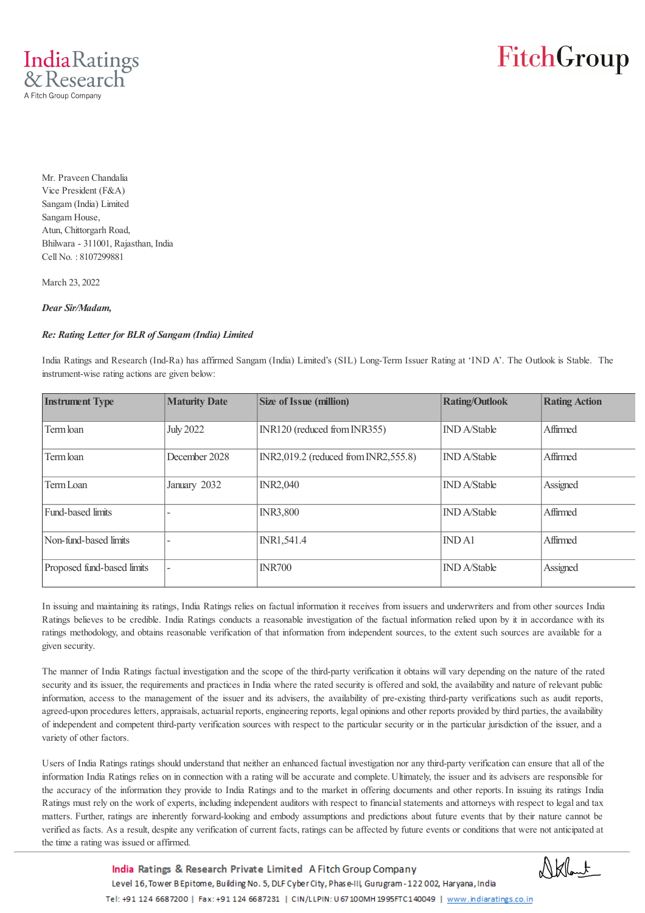Mr. Praveen Chandalia
Vice President (F&A)
Sangam (India) Limited
Sangam House,
Atun, Chittorgarh Road,
Bhilwara - 311001, Rajasthan, India
Cell No. : 8107299881

March 23, 2022

***Dear Sir/Madam,***

***Re: Rating Letter for BLR of Sangam (India) Limited***

India Ratings and Research (Ind-Ra) has affirmed Sangam (India) Limited's (SIL) Long-Term Issuer Rating at 'IND A'. The Outlook is Stable. The instrument-wise rating actions are given below:

| Instrument Type | Maturity Date | Size of Issue (million) | Rating/Outlook | Rating Action |
|---|---|---|---|---|
| Term loan | July 2022 | INR120 (reduced from INR355) | IND A/Stable | Affirmed |
| Term loan | December 2028 | INR2,019.2 (reduced from INR2,555.8) | IND A/Stable | Affirmed |
| Term Loan | January 2032 | INR2,040 | IND A/Stable | Assigned |
| Fund-based limits | - | INR3,800 | IND A/Stable | Affirmed |
| Non-fund-based limits | - | INR1,541.4 | IND A1 | Affirmed |
| Proposed fund-based limits | - | INR700 | IND A/Stable | Assigned |

In issuing and maintaining its ratings, India Ratings relies on factual information it receives from issuers and underwriters and from other sources India Ratings believes to be credible. India Ratings conducts a reasonable investigation of the factual information relied upon by it in accordance with its ratings methodology, and obtains reasonable verification of that information from independent sources, to the extent such sources are available for a given security.

The manner of India Ratings factual investigation and the scope of the third-party verification it obtains will vary depending on the nature of the rated security and its issuer, the requirements and practices in India where the rated security is offered and sold, the availability and nature of relevant public information, access to the management of the issuer and its advisers, the availability of pre-existing third-party verifications such as audit reports, agreed-upon procedures letters, appraisals, actuarial reports, engineering reports, legal opinions and other reports provided by third parties, the availability of independent and competent third-party verification sources with respect to the particular security or in the particular jurisdiction of the issuer, and a variety of other factors.

Users of India Ratings ratings should understand that neither an enhanced factual investigation nor any third-party verification can ensure that all of the information India Ratings relies on in connection with a rating will be accurate and complete. Ultimately, the issuer and its advisers are responsible for the accuracy of the information they provide to India Ratings and to the market in offering documents and other reports. In issuing its ratings India Ratings must rely on the work of experts, including independent auditors with respect to financial statements and attorneys with respect to legal and tax matters. Further, ratings are inherently forward-looking and embody assumptions and predictions about future events that by their nature cannot be verified as facts. As a result, despite any verification of current facts, ratings can be affected by future events or conditions that were not anticipated at the time a rating was issued or affirmed.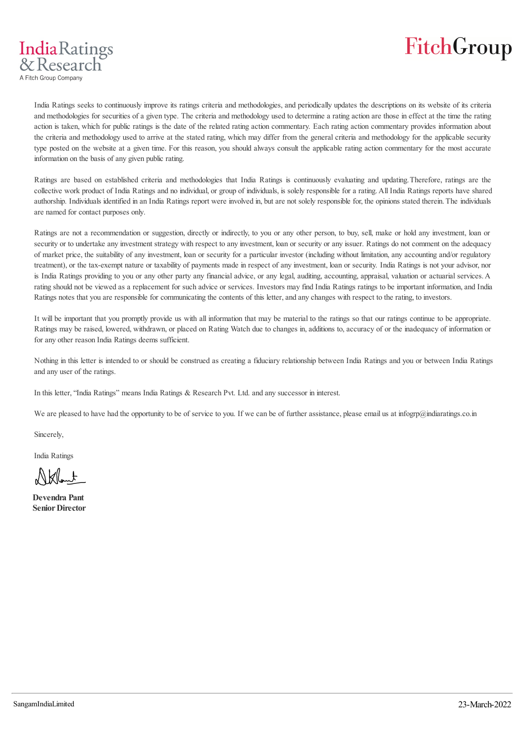India Ratings seeks to continuously improve its ratings criteria and methodologies, and periodically updates the descriptions on its website of its criteria and methodologies for securities of a given type. The criteria and methodology used to determine a rating action are those in effect at the time the rating action is taken, which for public ratings is the date of the related rating action commentary. Each rating action commentary provides information about the criteria and methodology used to arrive at the stated rating, which may differ from the general criteria and methodology for the applicable security type posted on the website at a given time. For this reason, you should always consult the applicable rating action commentary for the most accurate information on the basis of any given public rating.

Ratings are based on established criteria and methodologies that India Ratings is continuously evaluating and updating. Therefore, ratings are the collective work product of India Ratings and no individual, or group of individuals, is solely responsible for a rating. All India Ratings reports have shared authorship. Individuals identified in an India Ratings report were involved in, but are not solely responsible for, the opinions stated therein. The individuals are named for contact purposes only.

Ratings are not a recommendation or suggestion, directly or indirectly, to you or any other person, to buy, sell, make or hold any investment, loan or security or to undertake any investment strategy with respect to any investment, loan or security or any issuer. Ratings do not comment on the adequacy of market price, the suitability of any investment, loan or security for a particular investor (including without limitation, any accounting and/or regulatory treatment), or the tax-exempt nature or taxability of payments made in respect of any investment, loan or security. India Ratings is not your advisor, nor is India Ratings providing to you or any other party any financial advice, or any legal, auditing, accounting, appraisal, valuation or actuarial services. A rating should not be viewed as a replacement for such advice or services. Investors may find India Ratings ratings to be important information, and India Ratings notes that you are responsible for communicating the contents of this letter, and any changes with respect to the rating, to investors.

It will be important that you promptly provide us with all information that may be material to the ratings so that our ratings continue to be appropriate. Ratings may be raised, lowered, withdrawn, or placed on Rating Watch due to changes in, additions to, accuracy of or the inadequacy of information or for any other reason India Ratings deems sufficient.

Nothing in this letter is intended to or should be construed as creating a fiduciary relationship between India Ratings and you or between India Ratings and any user of the ratings.

In this letter, "India Ratings" means India Ratings & Research Pvt. Ltd. and any successor in interest.

We are pleased to have had the opportunity to be of service to you. If we can be of further assistance, please email us at infogrp@indiaratings.co.in

Sincerely,

India Ratings

**Devendra Pant**
**Senior Director**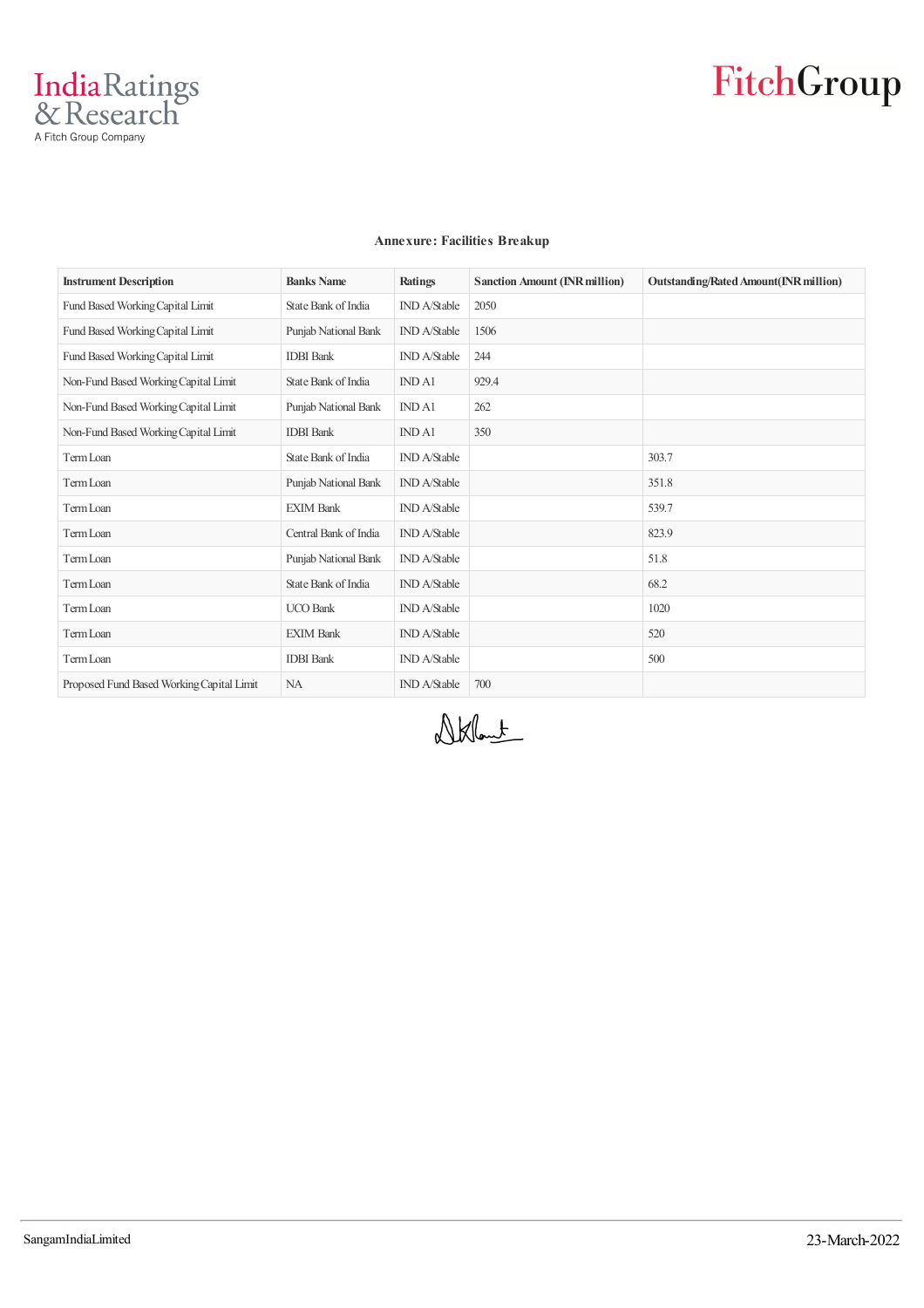**Annexure: Facilities Breakup**

| Instrument Description | Banks Name | Ratings | Sanction Amount (INR million) | Outstanding/Rated Amount(INR million) |
|---|---|---|---|---|
| Fund Based Working Capital Limit | State Bank of India | IND A/Stable | 2050 | |
| Fund Based Working Capital Limit | Punjab National Bank | IND A/Stable | 1506 | |
| Fund Based Working Capital Limit | IDBI Bank | IND A/Stable | 244 | |
| Non-Fund Based Working Capital Limit | State Bank of India | IND A1 | 929.4 | |
| Non-Fund Based Working Capital Limit | Punjab National Bank | IND A1 | 262 | |
| Non-Fund Based Working Capital Limit | IDBI Bank | IND A1 | 350 | |
| Term Loan | State Bank of India | IND A/Stable | | 303.7 |
| Term Loan | Punjab National Bank | IND A/Stable | | 351.8 |
| Term Loan | EXIM Bank | IND A/Stable | | 539.7 |
| Term Loan | Central Bank of India | IND A/Stable | | 823.9 |
| Term Loan | Punjab National Bank | IND A/Stable | | 51.8 |
| Term Loan | State Bank of India | IND A/Stable | | 68.2 |
| Term Loan | UCO Bank | IND A/Stable | | 1020 |
| Term Loan | EXIM Bank | IND A/Stable | | 520 |
| Term Loan | IDBI Bank | IND A/Stable | | 500 |
| Proposed Fund Based Working Capital Limit | NA | IND A/Stable | 700 | |